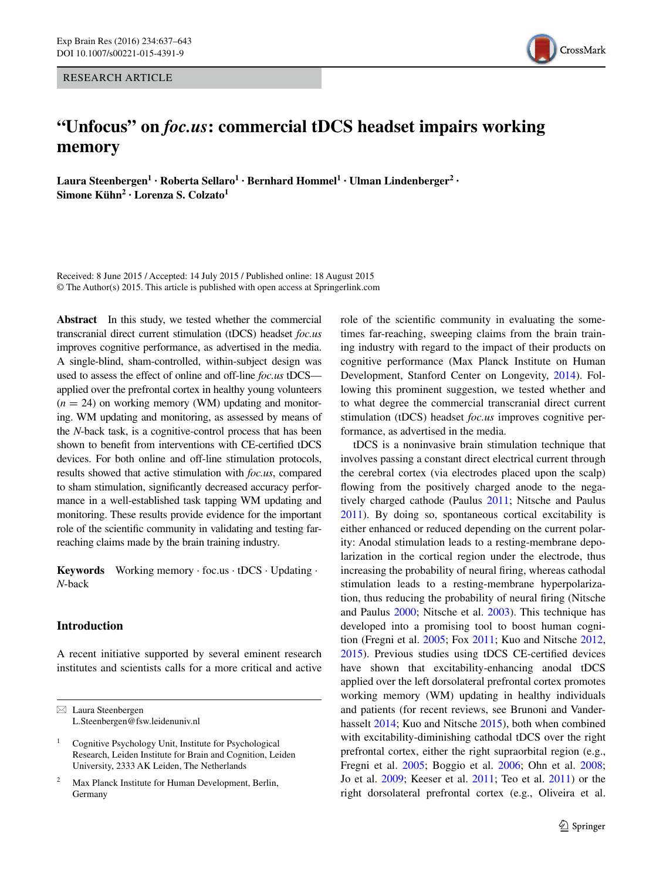RESEARCH ARTICLE

# "Unfocus" on *foc.us*: commercial tDCS headset impairs working memory

**Laura Steenbergen[1] · Roberta Sellaro[1] · Bernhard Hommel[1] · Ulman Lindenberger[2] · Simone Kühn[2] · Lorenza S. Colzato[1]**

Received: 8 June 2015 / Accepted: 14 July 2015 / Published online: 18 August 2015
© The Author(s) 2015. This article is published with open access at Springerlink.com

**Abstract** In this study, we tested whether the commercial transcranial direct current stimulation (tDCS) headset *foc.us* improves cognitive performance, as advertised in the media. A single-blind, sham-controlled, within-subject design was used to assess the effect of online and off-line *foc.us* tDCS—applied over the prefrontal cortex in healthy young volunteers ($n = 24$) on working memory (WM) updating and monitoring. WM updating and monitoring, as assessed by means of the *N*-back task, is a cognitive-control process that has been shown to benefit from interventions with CE-certified tDCS devices. For both online and off-line stimulation protocols, results showed that active stimulation with *foc.us*, compared to sham stimulation, significantly decreased accuracy performance in a well-established task tapping WM updating and monitoring. These results provide evidence for the important role of the scientific community in validating and testing far-reaching claims made by the brain training industry.

**Keywords** Working memory · foc.us · tDCS · Updating · *N*-back

## Introduction

A recent initiative supported by several eminent research institutes and scientists calls for a more critical and active role of the scientific community in evaluating the sometimes far-reaching, sweeping claims from the brain training industry with regard to the impact of their products on cognitive performance (Max Planck Institute on Human Development, Stanford Center on Longevity, 2014). Following this prominent suggestion, we tested whether and to what degree the commercial transcranial direct current stimulation (tDCS) headset *foc.us* improves cognitive performance, as advertised in the media.

tDCS is a noninvasive brain stimulation technique that involves passing a constant direct electrical current through the cerebral cortex (via electrodes placed upon the scalp) flowing from the positively charged anode to the negatively charged cathode (Paulus 2011; Nitsche and Paulus 2011). By doing so, spontaneous cortical excitability is either enhanced or reduced depending on the current polarity: Anodal stimulation leads to a resting-membrane depolarization in the cortical region under the electrode, thus increasing the probability of neural firing, whereas cathodal stimulation leads to a resting-membrane hyperpolarization, thus reducing the probability of neural firing (Nitsche and Paulus 2000; Nitsche et al. 2003). This technique has developed into a promising tool to boost human cognition (Fregni et al. 2005; Fox 2011; Kuo and Nitsche 2012, 2015). Previous studies using tDCS CE-certified devices have shown that excitability-enhancing anodal tDCS applied over the left dorsolateral prefrontal cortex promotes working memory (WM) updating in healthy individuals and patients (for recent reviews, see Brunoni and Vanderhasselt 2014; Kuo and Nitsche 2015), both when combined with excitability-diminishing cathodal tDCS over the right prefrontal cortex, either the right supraorbital region (e.g., Fregni et al. 2005; Boggio et al. 2006; Ohn et al. 2008; Jo et al. 2009; Keeser et al. 2011; Teo et al. 2011) or the right dorsolateral prefrontal cortex (e.g., Oliveira et al.

✉ Laura Steenbergen
L.Steenbergen@fsw.leidenuniv.nl

[1] Cognitive Psychology Unit, Institute for Psychological Research, Leiden Institute for Brain and Cognition, Leiden University, 2333 AK Leiden, The Netherlands

[2] Max Planck Institute for Human Development, Berlin, Germany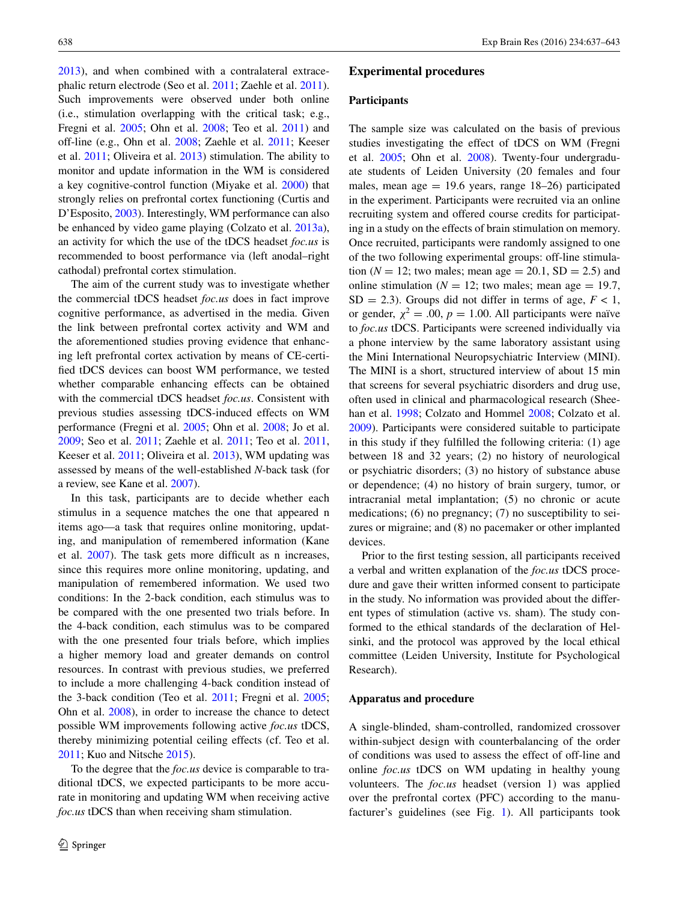2013), and when combined with a contralateral extracephalic return electrode (Seo et al. 2011; Zaehle et al. 2011). Such improvements were observed under both online (i.e., stimulation overlapping with the critical task; e.g., Fregni et al. 2005; Ohn et al. 2008; Teo et al. 2011) and off-line (e.g., Ohn et al. 2008; Zaehle et al. 2011; Keeser et al. 2011; Oliveira et al. 2013) stimulation. The ability to monitor and update information in the WM is considered a key cognitive-control function (Miyake et al. 2000) that strongly relies on prefrontal cortex functioning (Curtis and D'Esposito, 2003). Interestingly, WM performance can also be enhanced by video game playing (Colzato et al. 2013a), an activity for which the use of the tDCS headset *foc.us* is recommended to boost performance via (left anodal–right cathodal) prefrontal cortex stimulation.

The aim of the current study was to investigate whether the commercial tDCS headset *foc.us* does in fact improve cognitive performance, as advertised in the media. Given the link between prefrontal cortex activity and WM and the aforementioned studies proving evidence that enhancing left prefrontal cortex activation by means of CE-certified tDCS devices can boost WM performance, we tested whether comparable enhancing effects can be obtained with the commercial tDCS headset *foc.us*. Consistent with previous studies assessing tDCS-induced effects on WM performance (Fregni et al. 2005; Ohn et al. 2008; Jo et al. 2009; Seo et al. 2011; Zaehle et al. 2011; Teo et al. 2011, Keeser et al. 2011; Oliveira et al. 2013), WM updating was assessed by means of the well-established *N*-back task (for a review, see Kane et al. 2007).

In this task, participants are to decide whether each stimulus in a sequence matches the one that appeared n items ago—a task that requires online monitoring, updating, and manipulation of remembered information (Kane et al. 2007). The task gets more difficult as n increases, since this requires more online monitoring, updating, and manipulation of remembered information. We used two conditions: In the 2-back condition, each stimulus was to be compared with the one presented two trials before. In the 4-back condition, each stimulus was to be compared with the one presented four trials before, which implies a higher memory load and greater demands on control resources. In contrast with previous studies, we preferred to include a more challenging 4-back condition instead of the 3-back condition (Teo et al. 2011; Fregni et al. 2005; Ohn et al. 2008), in order to increase the chance to detect possible WM improvements following active *foc.us* tDCS, thereby minimizing potential ceiling effects (cf. Teo et al. 2011; Kuo and Nitsche 2015).

To the degree that the *foc.us* device is comparable to traditional tDCS, we expected participants to be more accurate in monitoring and updating WM when receiving active *foc.us* tDCS than when receiving sham stimulation.

## Experimental procedures

### Participants

The sample size was calculated on the basis of previous studies investigating the effect of tDCS on WM (Fregni et al. 2005; Ohn et al. 2008). Twenty-four undergraduate students of Leiden University (20 females and four males, mean age = 19.6 years, range 18–26) participated in the experiment. Participants were recruited via an online recruiting system and offered course credits for participating in a study on the effects of brain stimulation on memory. Once recruited, participants were randomly assigned to one of the two following experimental groups: off-line stimulation ($N = 12$; two males; mean age = 20.1, SD = 2.5) and online stimulation ($N = 12$; two males; mean age = 19.7, SD = 2.3). Groups did not differ in terms of age, $F < 1$, or gender, $\chi^2 = .00$, $p = 1.00$. All participants were naïve to *foc.us* tDCS. Participants were screened individually via a phone interview by the same laboratory assistant using the Mini International Neuropsychiatric Interview (MINI). The MINI is a short, structured interview of about 15 min that screens for several psychiatric disorders and drug use, often used in clinical and pharmacological research (Sheehan et al. 1998; Colzato and Hommel 2008; Colzato et al. 2009). Participants were considered suitable to participate in this study if they fulfilled the following criteria: (1) age between 18 and 32 years; (2) no history of neurological or psychiatric disorders; (3) no history of substance abuse or dependence; (4) no history of brain surgery, tumor, or intracranial metal implantation; (5) no chronic or acute medications; (6) no pregnancy; (7) no susceptibility to seizures or migraine; and (8) no pacemaker or other implanted devices.

Prior to the first testing session, all participants received a verbal and written explanation of the *foc.us* tDCS procedure and gave their written informed consent to participate in the study. No information was provided about the different types of stimulation (active vs. sham). The study conformed to the ethical standards of the declaration of Helsinki, and the protocol was approved by the local ethical committee (Leiden University, Institute for Psychological Research).

### Apparatus and procedure

A single-blinded, sham-controlled, randomized crossover within-subject design with counterbalancing of the order of conditions was used to assess the effect of off-line and online *foc.us* tDCS on WM updating in healthy young volunteers. The *foc.us* headset (version 1) was applied over the prefrontal cortex (PFC) according to the manufacturer's guidelines (see Fig. 1). All participants took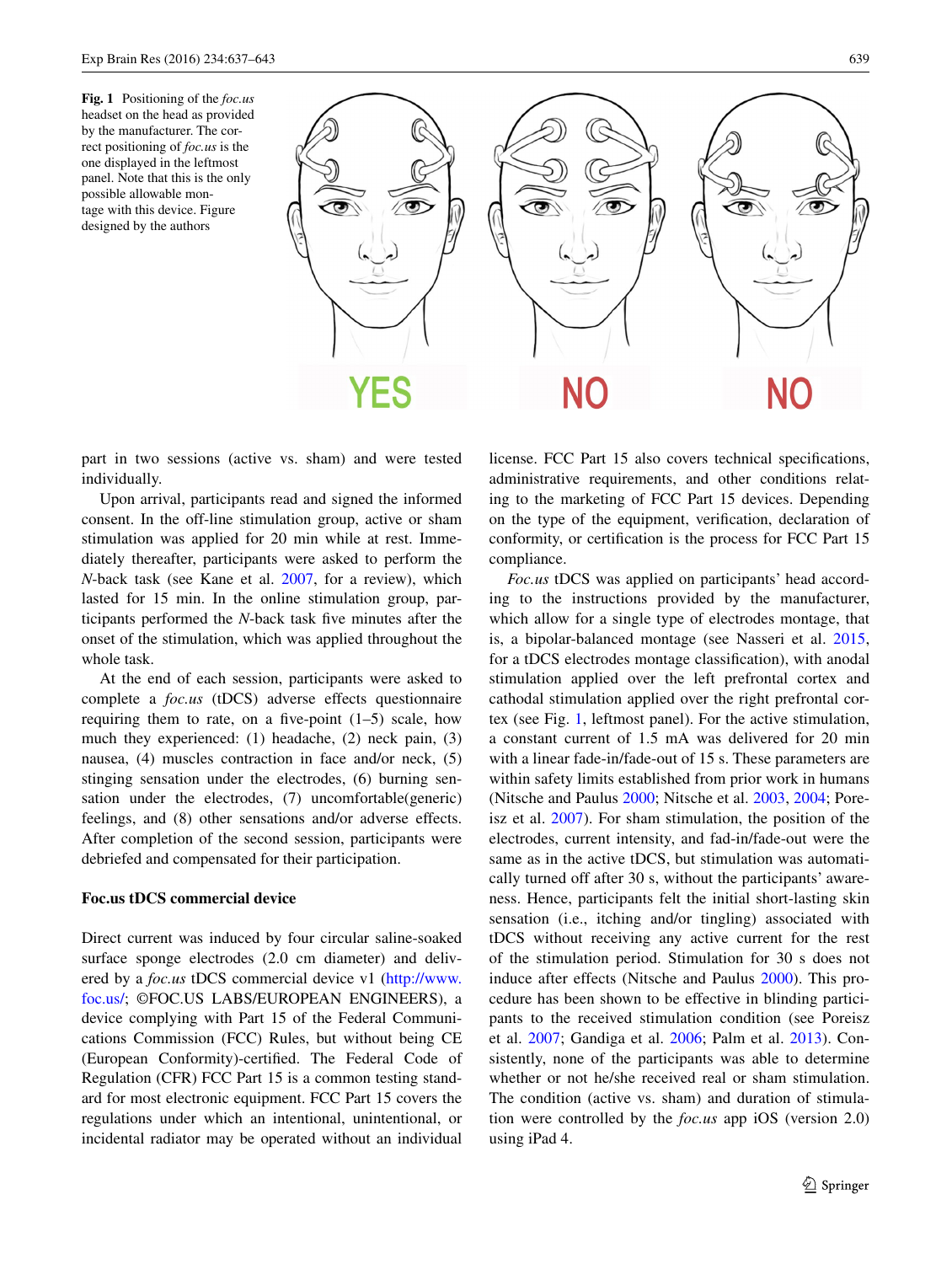**Fig. 1** Positioning of the *foc.us* headset on the head as provided by the manufacturer. The correct positioning of *foc.us* is the one displayed in the leftmost panel. Note that this is the only possible allowable montage with this device. Figure designed by the authors

YES

NO

NO

part in two sessions (active vs. sham) and were tested individually.

Upon arrival, participants read and signed the informed consent. In the off-line stimulation group, active or sham stimulation was applied for 20 min while at rest. Immediately thereafter, participants were asked to perform the *N*-back task (see Kane et al. 2007, for a review), which lasted for 15 min. In the online stimulation group, participants performed the *N*-back task five minutes after the onset of the stimulation, which was applied throughout the whole task.

At the end of each session, participants were asked to complete a *foc.us* (tDCS) adverse effects questionnaire requiring them to rate, on a five-point (1–5) scale, how much they experienced: (1) headache, (2) neck pain, (3) nausea, (4) muscles contraction in face and/or neck, (5) stinging sensation under the electrodes, (6) burning sensation under the electrodes, (7) uncomfortable(generic) feelings, and (8) other sensations and/or adverse effects. After completion of the second session, participants were debriefed and compensated for their participation.

### Foc.us tDCS commercial device

Direct current was induced by four circular saline-soaked surface sponge electrodes (2.0 cm diameter) and delivered by a *foc.us* tDCS commercial device v1 (http://www.foc.us/; ©FOC.US LABS/EUROPEAN ENGINEERS), a device complying with Part 15 of the Federal Communications Commission (FCC) Rules, but without being CE (European Conformity)-certified. The Federal Code of Regulation (CFR) FCC Part 15 is a common testing standard for most electronic equipment. FCC Part 15 covers the regulations under which an intentional, unintentional, or incidental radiator may be operated without an individual license. FCC Part 15 also covers technical specifications, administrative requirements, and other conditions relating to the marketing of FCC Part 15 devices. Depending on the type of the equipment, verification, declaration of conformity, or certification is the process for FCC Part 15 compliance.

*Foc.us* tDCS was applied on participants' head according to the instructions provided by the manufacturer, which allow for a single type of electrodes montage, that is, a bipolar-balanced montage (see Nasseri et al. 2015, for a tDCS electrodes montage classification), with anodal stimulation applied over the left prefrontal cortex and cathodal stimulation applied over the right prefrontal cortex (see Fig. 1, leftmost panel). For the active stimulation, a constant current of 1.5 mA was delivered for 20 min with a linear fade-in/fade-out of 15 s. These parameters are within safety limits established from prior work in humans (Nitsche and Paulus 2000; Nitsche et al. 2003, 2004; Poreisz et al. 2007). For sham stimulation, the position of the electrodes, current intensity, and fad-in/fade-out were the same as in the active tDCS, but stimulation was automatically turned off after 30 s, without the participants' awareness. Hence, participants felt the initial short-lasting skin sensation (i.e., itching and/or tingling) associated with tDCS without receiving any active current for the rest of the stimulation period. Stimulation for 30 s does not induce after effects (Nitsche and Paulus 2000). This procedure has been shown to be effective in blinding participants to the received stimulation condition (see Poreisz et al. 2007; Gandiga et al. 2006; Palm et al. 2013). Consistently, none of the participants was able to determine whether or not he/she received real or sham stimulation. The condition (active vs. sham) and duration of stimulation were controlled by the *foc.us* app iOS (version 2.0) using iPad 4.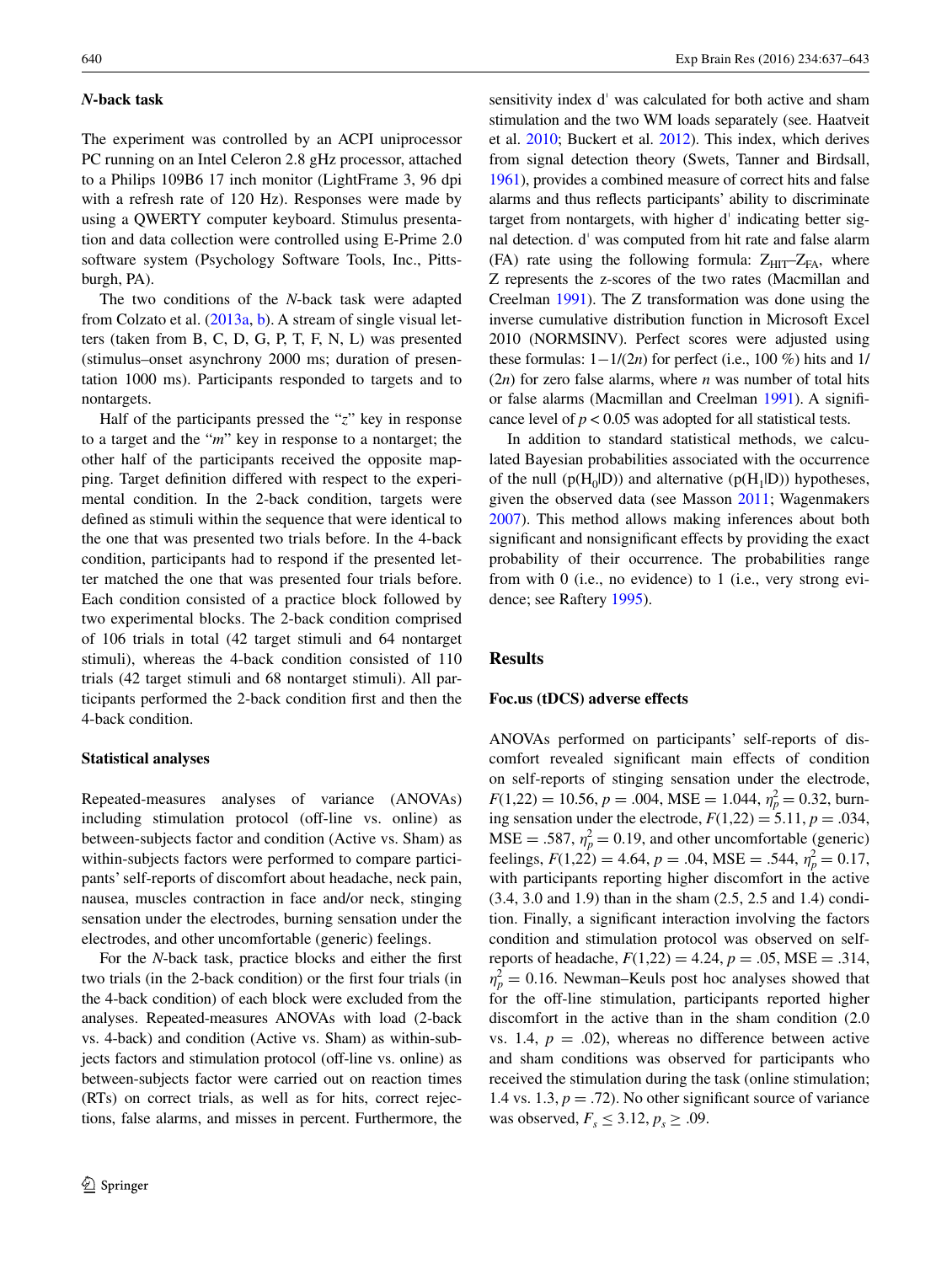### *N*-back task

The experiment was controlled by an ACPI uniprocessor PC running on an Intel Celeron 2.8 gHz processor, attached to a Philips 109B6 17 inch monitor (LightFrame 3, 96 dpi with a refresh rate of 120 Hz). Responses were made by using a QWERTY computer keyboard. Stimulus presentation and data collection were controlled using E-Prime 2.0 software system (Psychology Software Tools, Inc., Pittsburgh, PA).

The two conditions of the *N*-back task were adapted from Colzato et al. (2013a, b). A stream of single visual letters (taken from B, C, D, G, P, T, F, N, L) was presented (stimulus–onset asynchrony 2000 ms; duration of presentation 1000 ms). Participants responded to targets and to nontargets.

Half of the participants pressed the "*z*" key in response to a target and the "*m*" key in response to a nontarget; the other half of the participants received the opposite mapping. Target definition differed with respect to the experimental condition. In the 2-back condition, targets were defined as stimuli within the sequence that were identical to the one that was presented two trials before. In the 4-back condition, participants had to respond if the presented letter matched the one that was presented four trials before. Each condition consisted of a practice block followed by two experimental blocks. The 2-back condition comprised of 106 trials in total (42 target stimuli and 64 nontarget stimuli), whereas the 4-back condition consisted of 110 trials (42 target stimuli and 68 nontarget stimuli). All participants performed the 2-back condition first and then the 4-back condition.

### Statistical analyses

Repeated-measures analyses of variance (ANOVAs) including stimulation protocol (off-line vs. online) as between-subjects factor and condition (Active vs. Sham) as within-subjects factors were performed to compare participants' self-reports of discomfort about headache, neck pain, nausea, muscles contraction in face and/or neck, stinging sensation under the electrodes, burning sensation under the electrodes, and other uncomfortable (generic) feelings.

For the *N*-back task, practice blocks and either the first two trials (in the 2-back condition) or the first four trials (in the 4-back condition) of each block were excluded from the analyses. Repeated-measures ANOVAs with load (2-back vs. 4-back) and condition (Active vs. Sham) as within-subjects factors and stimulation protocol (off-line vs. online) as between-subjects factor were carried out on reaction times (RTs) on correct trials, as well as for hits, correct rejections, false alarms, and misses in percent. Furthermore, the sensitivity index d' was calculated for both active and sham stimulation and the two WM loads separately (see. Haatveit et al. 2010; Buckert et al. 2012). This index, which derives from signal detection theory (Swets, Tanner and Birdsall, 1961), provides a combined measure of correct hits and false alarms and thus reflects participants' ability to discriminate target from nontargets, with higher d' indicating better signal detection. d' was computed from hit rate and false alarm (FA) rate using the following formula: $Z_{HIT}$–$Z_{FA}$, where Z represents the z-scores of the two rates (Macmillan and Creelman 1991). The Z transformation was done using the inverse cumulative distribution function in Microsoft Excel 2010 (NORMSINV). Perfect scores were adjusted using these formulas: $1-1/(2n)$ for perfect (i.e., 100 %) hits and $1/(2n)$ for zero false alarms, where $n$ was number of total hits or false alarms (Macmillan and Creelman 1991). A significance level of $p < 0.05$ was adopted for all statistical tests.

In addition to standard statistical methods, we calculated Bayesian probabilities associated with the occurrence of the null ($p(H_0|D)$) and alternative ($p(H_1|D)$) hypotheses, given the observed data (see Masson 2011; Wagenmakers 2007). This method allows making inferences about both significant and nonsignificant effects by providing the exact probability of their occurrence. The probabilities range from with 0 (i.e., no evidence) to 1 (i.e., very strong evidence; see Raftery 1995).

## Results

### Foc.us (tDCS) adverse effects

ANOVAs performed on participants' self-reports of discomfort revealed significant main effects of condition on self-reports of stinging sensation under the electrode, $F(1,22) = 10.56$, $p = .004$, MSE $= 1.044$, $\eta_p^2 = 0.32$, burning sensation under the electrode, $F(1,22) = 5.11$, $p = .034$, MSE $= .587$, $\eta_p^2 = 0.19$, and other uncomfortable (generic) feelings, $F(1,22) = 4.64$, $p = .04$, MSE $= .544$, $\eta_p^2 = 0.17$, with participants reporting higher discomfort in the active (3.4, 3.0 and 1.9) than in the sham (2.5, 2.5 and 1.4) condition. Finally, a significant interaction involving the factors condition and stimulation protocol was observed on self-reports of headache, $F(1,22) = 4.24$, $p = .05$, MSE $= .314$, $\eta_p^2 = 0.16$. Newman–Keuls post hoc analyses showed that for the off-line stimulation, participants reported higher discomfort in the active than in the sham condition (2.0 vs. 1.4, $p = .02$), whereas no difference between active and sham conditions was observed for participants who received the stimulation during the task (online stimulation; 1.4 vs. 1.3, $p = .72$). No other significant source of variance was observed, $F_s \leq 3.12$, $p_s \geq .09$.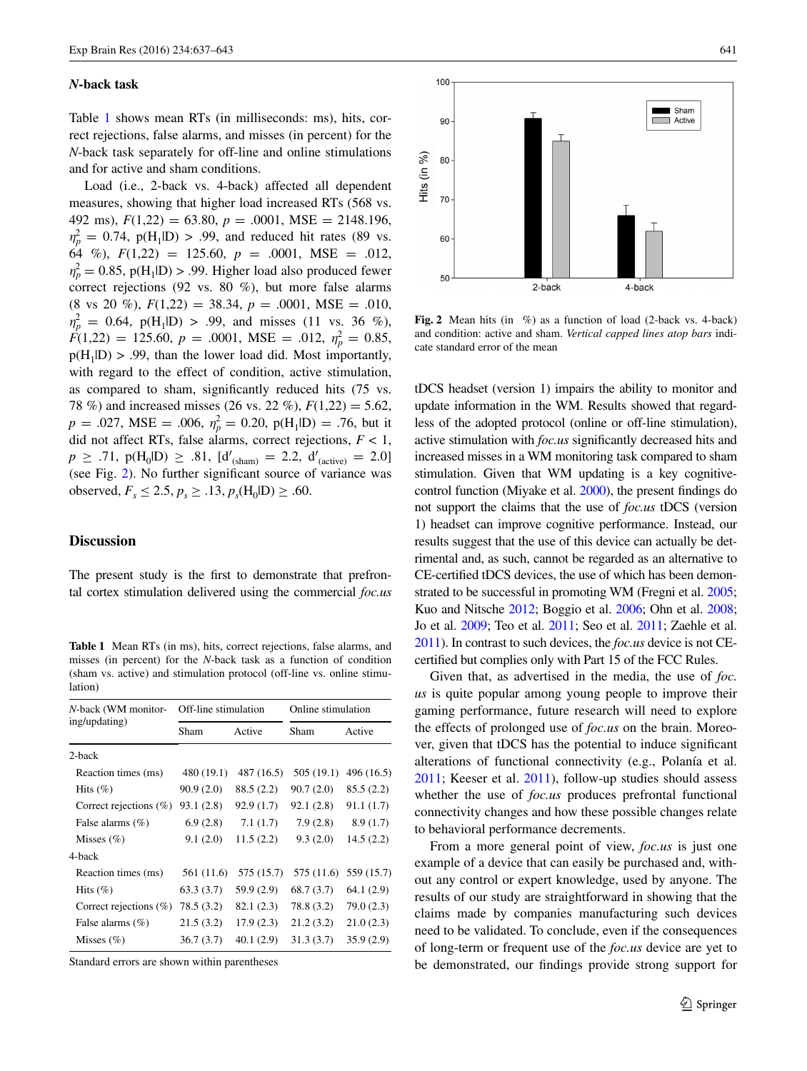### *N*-back task

Table 1 shows mean RTs (in milliseconds: ms), hits, correct rejections, false alarms, and misses (in percent) for the *N*-back task separately for off-line and online stimulations and for active and sham conditions.

Load (i.e., 2-back vs. 4-back) affected all dependent measures, showing that higher load increased RTs (568 vs. 492 ms), $F(1,22) = 63.80$, $p = .0001$, MSE $= 2148.196$, $\eta_p^2 = 0.74$, $p(H_1|D) > .99$, and reduced hit rates (89 vs. 64 %), $F(1,22) = 125.60$, $p = .0001$, MSE $= .012$, $\eta_p^2 = 0.85$, $p(H_1|D) > .99$. Higher load also produced fewer correct rejections (92 vs. 80 %), but more false alarms (8 vs 20 %), $F(1,22) = 38.34$, $p = .0001$, MSE $= .010$, $\eta_p^2 = 0.64$, $p(H_1|D) > .99$, and misses (11 vs. 36 %), $F(1,22) = 125.60$, $p = .0001$, MSE $= .012$, $\eta_p^2 = 0.85$, $p(H_1|D) > .99$, than the lower load did. Most importantly, with regard to the effect of condition, active stimulation, as compared to sham, significantly reduced hits (75 vs. 78 %) and increased misses (26 vs. 22 %), $F(1,22) = 5.62$, $p = .027$, MSE $= .006$, $\eta_p^2 = 0.20$, $p(H_1|D) = .76$, but it did not affect RTs, false alarms, correct rejections, $F < 1$, $p \geq .71$, $p(H_0|D) \geq .81$, [$d'_{(sham)} = 2.2$, $d'_{(active)} = 2.0$] (see Fig. 2). No further significant source of variance was observed, $F_s \leq 2.5$, $p_s \geq .13$, $p_s(H_0|D) \geq .60$.

100
90
80
70
60
50
Hits (in %)
Sham
Active
2-back
4-back

**Fig. 2** Mean hits (in %) as a function of load (2-back vs. 4-back) and condition: active and sham. *Vertical capped lines atop bars* indicate standard error of the mean

## Discussion

The present study is the first to demonstrate that prefrontal cortex stimulation delivered using the commercial *foc.us* tDCS headset (version 1) impairs the ability to monitor and update information in the WM. Results showed that regardless of the adopted protocol (online or off-line stimulation), active stimulation with *foc.us* significantly decreased hits and increased misses in a WM monitoring task compared to sham stimulation. Given that WM updating is a key cognitive-control function (Miyake et al. 2000), the present findings do not support the claims that the use of *foc.us* tDCS (version 1) headset can improve cognitive performance. Instead, our results suggest that the use of this device can actually be detrimental and, as such, cannot be regarded as an alternative to CE-certified tDCS devices, the use of which has been demonstrated to be successful in promoting WM (Fregni et al. 2005; Kuo and Nitsche 2012; Boggio et al. 2006; Ohn et al. 2008; Jo et al. 2009; Teo et al. 2011; Seo et al. 2011; Zaehle et al. 2011). In contrast to such devices, the *foc.us* device is not CE-certified but complies only with Part 15 of the FCC Rules.

Given that, as advertised in the media, the use of *foc.us* is quite popular among young people to improve their gaming performance, future research will need to explore the effects of prolonged use of *foc.us* on the brain. Moreover, given that tDCS has the potential to induce significant alterations of functional connectivity (e.g., Polanía et al. 2011; Keeser et al. 2011), follow-up studies should assess whether the use of *foc.us* produces prefrontal functional connectivity changes and how these possible changes relate to behavioral performance decrements.

From a more general point of view, *foc.us* is just one example of a device that can easily be purchased and, without any control or expert knowledge, used by anyone. The results of our study are straightforward in showing that the claims made by companies manufacturing such devices need to be validated. To conclude, even if the consequences of long-term or frequent use of the *foc.us* device are yet to be demonstrated, our findings provide strong support for

**Table 1** Mean RTs (in ms), hits, correct rejections, false alarms, and misses (in percent) for the *N*-back task as a function of condition (sham vs. active) and stimulation protocol (off-line vs. online stimulation)

| *N*-back (WM monitoring/updating) | Off-line stimulation | | Online stimulation | |
|---|---|---|---|---|
| | Sham | Active | Sham | Active |
| 2-back | | | | |
| Reaction times (ms) | 480 (19.1) | 487 (16.5) | 505 (19.1) | 496 (16.5) |
| Hits (%) | 90.9 (2.0) | 88.5 (2.2) | 90.7 (2.0) | 85.5 (2.2) |
| Correct rejections (%) | 93.1 (2.8) | 92.9 (1.7) | 92.1 (2.8) | 91.1 (1.7) |
| False alarms (%) | 6.9 (2.8) | 7.1 (1.7) | 7.9 (2.8) | 8.9 (1.7) |
| Misses (%) | 9.1 (2.0) | 11.5 (2.2) | 9.3 (2.0) | 14.5 (2.2) |
| 4-back | | | | |
| Reaction times (ms) | 561 (11.6) | 575 (15.7) | 575 (11.6) | 559 (15.7) |
| Hits (%) | 63.3 (3.7) | 59.9 (2.9) | 68.7 (3.7) | 64.1 (2.9) |
| Correct rejections (%) | 78.5 (3.2) | 82.1 (2.3) | 78.8 (3.2) | 79.0 (2.3) |
| False alarms (%) | 21.5 (3.2) | 17.9 (2.3) | 21.2 (3.2) | 21.0 (2.3) |
| Misses (%) | 36.7 (3.7) | 40.1 (2.9) | 31.3 (3.7) | 35.9 (2.9) |

Standard errors are shown within parentheses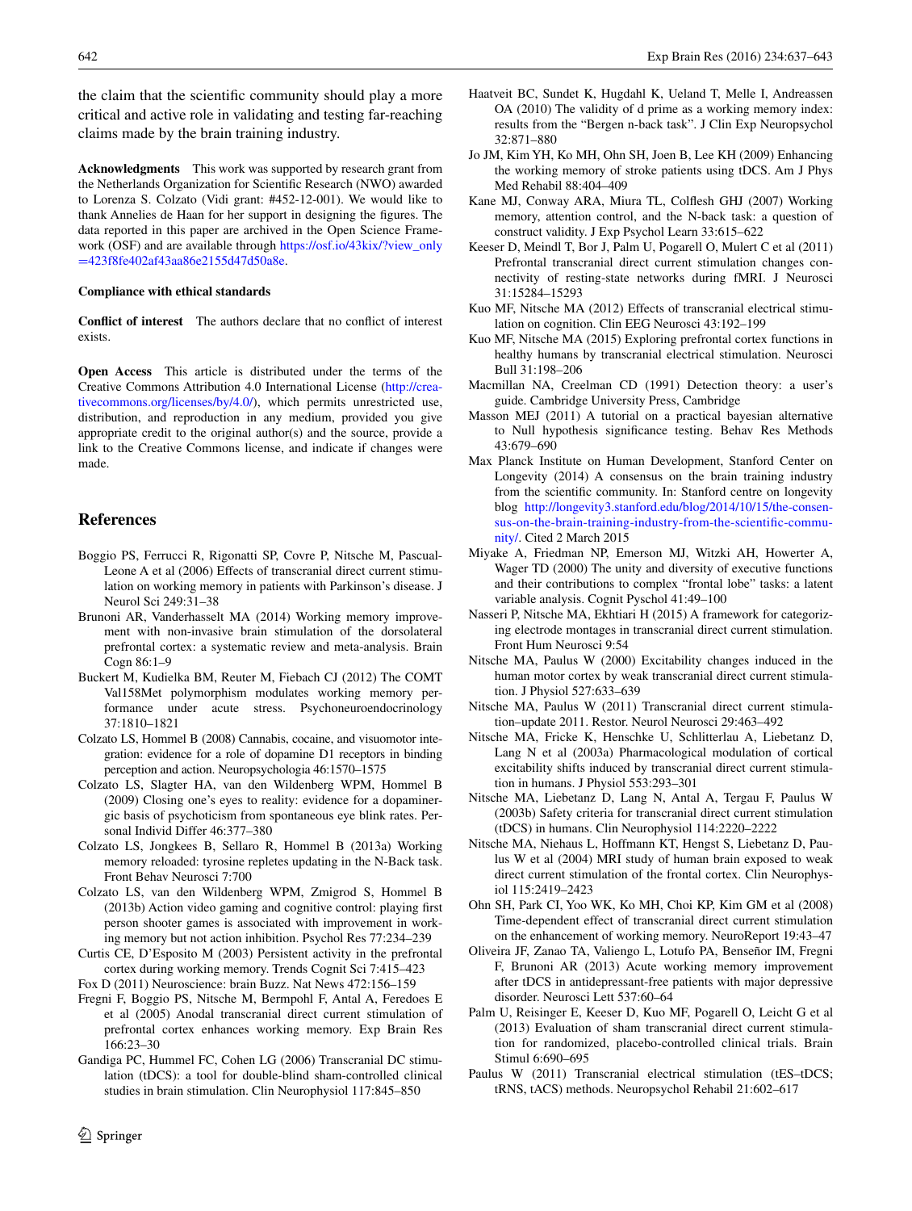the claim that the scientific community should play a more critical and active role in validating and testing far-reaching claims made by the brain training industry.

**Acknowledgments** This work was supported by research grant from the Netherlands Organization for Scientific Research (NWO) awarded to Lorenza S. Colzato (Vidi grant: #452-12-001). We would like to thank Annelies de Haan for her support in designing the figures. The data reported in this paper are archived in the Open Science Framework (OSF) and are available through https://osf.io/43kix/?view_only=423f8fe402af43aa86e2155d47d50a8e.

**Compliance with ethical standards**

**Conflict of interest** The authors declare that no conflict of interest exists.

**Open Access** This article is distributed under the terms of the Creative Commons Attribution 4.0 International License (http://creativecommons.org/licenses/by/4.0/), which permits unrestricted use, distribution, and reproduction in any medium, provided you give appropriate credit to the original author(s) and the source, provide a link to the Creative Commons license, and indicate if changes were made.

## References

Boggio PS, Ferrucci R, Rigonatti SP, Covre P, Nitsche M, Pascual-Leone A et al (2006) Effects of transcranial direct current stimulation on working memory in patients with Parkinson's disease. J Neurol Sci 249:31–38

Brunoni AR, Vanderhasselt MA (2014) Working memory improvement with non-invasive brain stimulation of the dorsolateral prefrontal cortex: a systematic review and meta-analysis. Brain Cogn 86:1–9

Buckert M, Kudielka BM, Reuter M, Fiebach CJ (2012) The COMT Val158Met polymorphism modulates working memory performance under acute stress. Psychoneuroendocrinology 37:1810–1821

Colzato LS, Hommel B (2008) Cannabis, cocaine, and visuomotor integration: evidence for a role of dopamine D1 receptors in binding perception and action. Neuropsychologia 46:1570–1575

Colzato LS, Slagter HA, van den Wildenberg WPM, Hommel B (2009) Closing one's eyes to reality: evidence for a dopaminergic basis of psychoticism from spontaneous eye blink rates. Personal Individ Differ 46:377–380

Colzato LS, Jongkees B, Sellaro R, Hommel B (2013a) Working memory reloaded: tyrosine repletes updating in the N-Back task. Front Behav Neurosci 7:700

Colzato LS, van den Wildenberg WPM, Zmigrod S, Hommel B (2013b) Action video gaming and cognitive control: playing first person shooter games is associated with improvement in working memory but not action inhibition. Psychol Res 77:234–239

Curtis CE, D'Esposito M (2003) Persistent activity in the prefrontal cortex during working memory. Trends Cognit Sci 7:415–423

Fox D (2011) Neuroscience: brain Buzz. Nat News 472:156–159

Fregni F, Boggio PS, Nitsche M, Bermpohl F, Antal A, Feredoes E et al (2005) Anodal transcranial direct current stimulation of prefrontal cortex enhances working memory. Exp Brain Res 166:23–30

Gandiga PC, Hummel FC, Cohen LG (2006) Transcranial DC stimulation (tDCS): a tool for double-blind sham-controlled clinical studies in brain stimulation. Clin Neurophysiol 117:845–850

Haatveit BC, Sundet K, Hugdahl K, Ueland T, Melle I, Andreassen OA (2010) The validity of d prime as a working memory index: results from the "Bergen n-back task". J Clin Exp Neuropsychol 32:871–880

Jo JM, Kim YH, Ko MH, Ohn SH, Joen B, Lee KH (2009) Enhancing the working memory of stroke patients using tDCS. Am J Phys Med Rehabil 88:404–409

Kane MJ, Conway ARA, Miura TL, Colflesh GHJ (2007) Working memory, attention control, and the N-back task: a question of construct validity. J Exp Psychol Learn 33:615–622

Keeser D, Meindl T, Bor J, Palm U, Pogarell O, Mulert C et al (2011) Prefrontal transcranial direct current stimulation changes connectivity of resting-state networks during fMRI. J Neurosci 31:15284–15293

Kuo MF, Nitsche MA (2012) Effects of transcranial electrical stimulation on cognition. Clin EEG Neurosci 43:192–199

Kuo MF, Nitsche MA (2015) Exploring prefrontal cortex functions in healthy humans by transcranial electrical stimulation. Neurosci Bull 31:198–206

Macmillan NA, Creelman CD (1991) Detection theory: a user's guide. Cambridge University Press, Cambridge

Masson MEJ (2011) A tutorial on a practical bayesian alternative to Null hypothesis significance testing. Behav Res Methods 43:679–690

Max Planck Institute on Human Development, Stanford Center on Longevity (2014) A consensus on the brain training industry from the scientific community. In: Stanford centre on longevity blog http://longevity3.stanford.edu/blog/2014/10/15/the-consensus-on-the-brain-training-industry-from-the-scientific-community/. Cited 2 March 2015

Miyake A, Friedman NP, Emerson MJ, Witzki AH, Howerter A, Wager TD (2000) The unity and diversity of executive functions and their contributions to complex "frontal lobe" tasks: a latent variable analysis. Cognit Pyschol 41:49–100

Nasseri P, Nitsche MA, Ekhtiari H (2015) A framework for categorizing electrode montages in transcranial direct current stimulation. Front Hum Neurosci 9:54

Nitsche MA, Paulus W (2000) Excitability changes induced in the human motor cortex by weak transcranial direct current stimulation. J Physiol 527:633–639

Nitsche MA, Paulus W (2011) Transcranial direct current stimulation–update 2011. Restor. Neurol Neurosci 29:463–492

Nitsche MA, Fricke K, Henschke U, Schlitterlau A, Liebetanz D, Lang N et al (2003a) Pharmacological modulation of cortical excitability shifts induced by transcranial direct current stimulation in humans. J Physiol 553:293–301

Nitsche MA, Liebetanz D, Lang N, Antal A, Tergau F, Paulus W (2003b) Safety criteria for transcranial direct current stimulation (tDCS) in humans. Clin Neurophysiol 114:2220–2222

Nitsche MA, Niehaus L, Hoffmann KT, Hengst S, Liebetanz D, Paulus W et al (2004) MRI study of human brain exposed to weak direct current stimulation of the frontal cortex. Clin Neurophysiol 115:2419–2423

Ohn SH, Park CI, Yoo WK, Ko MH, Choi KP, Kim GM et al (2008) Time-dependent effect of transcranial direct current stimulation on the enhancement of working memory. NeuroReport 19:43–47

Oliveira JF, Zanao TA, Valiengo L, Lotufo PA, Benseñor IM, Fregni F, Brunoni AR (2013) Acute working memory improvement after tDCS in antidepressant-free patients with major depressive disorder. Neurosci Lett 537:60–64

Palm U, Reisinger E, Keeser D, Kuo MF, Pogarell O, Leicht G et al (2013) Evaluation of sham transcranial direct current stimulation for randomized, placebo-controlled clinical trials. Brain Stimul 6:690–695

Paulus W (2011) Transcranial electrical stimulation (tES–tDCS; tRNS, tACS) methods. Neuropsychol Rehabil 21:602–617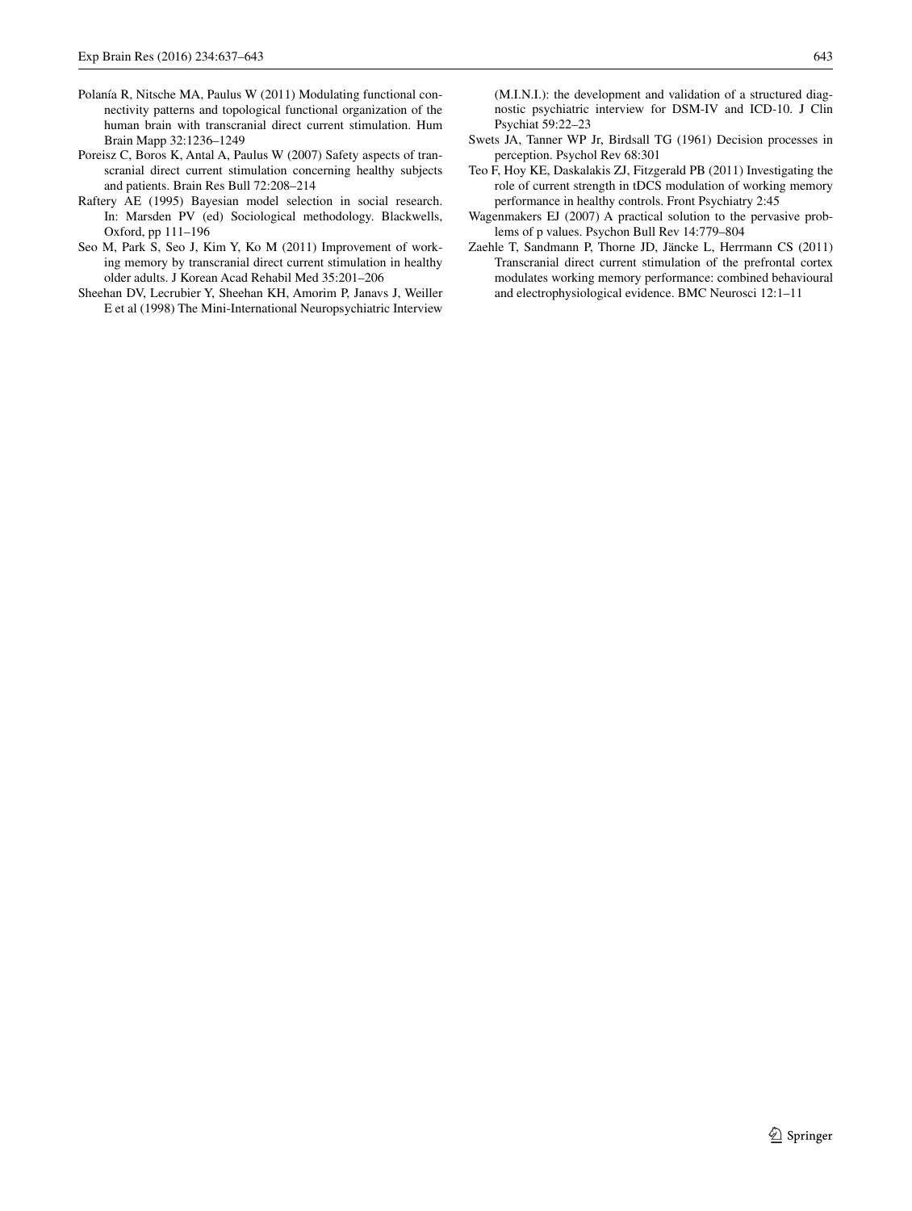Polanía R, Nitsche MA, Paulus W (2011) Modulating functional connectivity patterns and topological functional organization of the human brain with transcranial direct current stimulation. Hum Brain Mapp 32:1236–1249

Poreisz C, Boros K, Antal A, Paulus W (2007) Safety aspects of transcranial direct current stimulation concerning healthy subjects and patients. Brain Res Bull 72:208–214

Raftery AE (1995) Bayesian model selection in social research. In: Marsden PV (ed) Sociological methodology. Blackwells, Oxford, pp 111–196

Seo M, Park S, Seo J, Kim Y, Ko M (2011) Improvement of working memory by transcranial direct current stimulation in healthy older adults. J Korean Acad Rehabil Med 35:201–206

Sheehan DV, Lecrubier Y, Sheehan KH, Amorim P, Janavs J, Weiller E et al (1998) The Mini-International Neuropsychiatric Interview (M.I.N.I.): the development and validation of a structured diagnostic psychiatric interview for DSM-IV and ICD-10. J Clin Psychiat 59:22–23

Swets JA, Tanner WP Jr, Birdsall TG (1961) Decision processes in perception. Psychol Rev 68:301

Teo F, Hoy KE, Daskalakis ZJ, Fitzgerald PB (2011) Investigating the role of current strength in tDCS modulation of working memory performance in healthy controls. Front Psychiatry 2:45

Wagenmakers EJ (2007) A practical solution to the pervasive problems of p values. Psychon Bull Rev 14:779–804

Zaehle T, Sandmann P, Thorne JD, Jäncke L, Herrmann CS (2011) Transcranial direct current stimulation of the prefrontal cortex modulates working memory performance: combined behavioural and electrophysiological evidence. BMC Neurosci 12:1–11